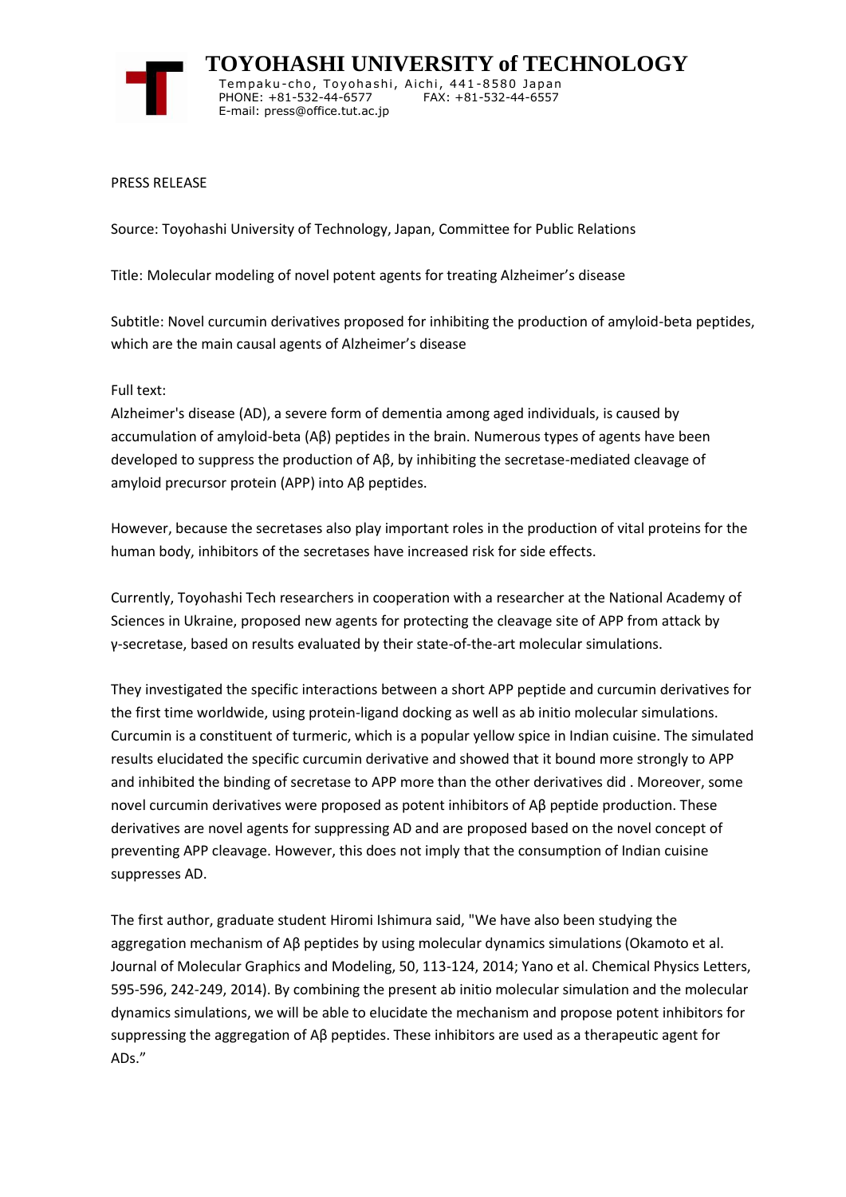**TOYOHASHI UNIVERSITY of TECHNOLOGY**

Tempaku-cho, Toyohashi, Aichi, 441-8580 Japan
PHONE: +81-532-44-6577 FAX: +81-532-44-6557
E-mail: press@office.tut.ac.jp

PRESS RELEASE

Source: Toyohashi University of Technology, Japan, Committee for Public Relations

Title: Molecular modeling of novel potent agents for treating Alzheimer's disease

Subtitle: Novel curcumin derivatives proposed for inhibiting the production of amyloid-beta peptides, which are the main causal agents of Alzheimer's disease

Full text:

Alzheimer's disease (AD), a severe form of dementia among aged individuals, is caused by accumulation of amyloid-beta (Aβ) peptides in the brain. Numerous types of agents have been developed to suppress the production of Aβ, by inhibiting the secretase-mediated cleavage of amyloid precursor protein (APP) into Aβ peptides.

However, because the secretases also play important roles in the production of vital proteins for the human body, inhibitors of the secretases have increased risk for side effects.

Currently, Toyohashi Tech researchers in cooperation with a researcher at the National Academy of Sciences in Ukraine, proposed new agents for protecting the cleavage site of APP from attack by γ-secretase, based on results evaluated by their state-of-the-art molecular simulations.

They investigated the specific interactions between a short APP peptide and curcumin derivatives for the first time worldwide, using protein-ligand docking as well as ab initio molecular simulations. Curcumin is a constituent of turmeric, which is a popular yellow spice in Indian cuisine. The simulated results elucidated the specific curcumin derivative and showed that it bound more strongly to APP and inhibited the binding of secretase to APP more than the other derivatives did . Moreover, some novel curcumin derivatives were proposed as potent inhibitors of Aβ peptide production. These derivatives are novel agents for suppressing AD and are proposed based on the novel concept of preventing APP cleavage. However, this does not imply that the consumption of Indian cuisine suppresses AD.

The first author, graduate student Hiromi Ishimura said, "We have also been studying the aggregation mechanism of Aβ peptides by using molecular dynamics simulations (Okamoto et al. Journal of Molecular Graphics and Modeling, 50, 113-124, 2014; Yano et al. Chemical Physics Letters, 595-596, 242-249, 2014). By combining the present ab initio molecular simulation and the molecular dynamics simulations, we will be able to elucidate the mechanism and propose potent inhibitors for suppressing the aggregation of Aβ peptides. These inhibitors are used as a therapeutic agent for ADs."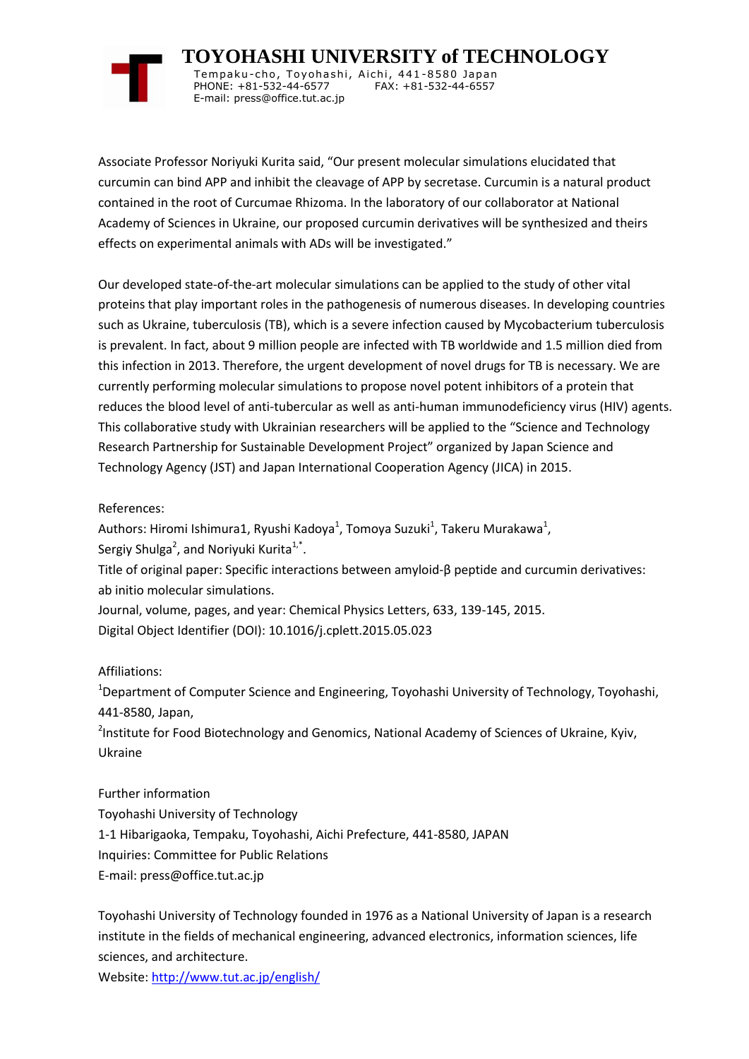Associate Professor Noriyuki Kurita said, “Our present molecular simulations elucidated that curcumin can bind APP and inhibit the cleavage of APP by secretase. Curcumin is a natural product contained in the root of Curcumae Rhizoma. In the laboratory of our collaborator at National Academy of Sciences in Ukraine, our proposed curcumin derivatives will be synthesized and theirs effects on experimental animals with ADs will be investigated.”

Our developed state-of-the-art molecular simulations can be applied to the study of other vital proteins that play important roles in the pathogenesis of numerous diseases. In developing countries such as Ukraine, tuberculosis (TB), which is a severe infection caused by Mycobacterium tuberculosis is prevalent. In fact, about 9 million people are infected with TB worldwide and 1.5 million died from this infection in 2013. Therefore, the urgent development of novel drugs for TB is necessary. We are currently performing molecular simulations to propose novel potent inhibitors of a protein that reduces the blood level of anti-tubercular as well as anti-human immunodeficiency virus (HIV) agents. This collaborative study with Ukrainian researchers will be applied to the “Science and Technology Research Partnership for Sustainable Development Project” organized by Japan Science and Technology Agency (JST) and Japan International Cooperation Agency (JICA) in 2015.

References:

Authors: Hiromi Ishimura1, Ryushi Kadoya[1], Tomoya Suzuki[1], Takeru Murakawa[1], Sergiy Shulga[2], and Noriyuki Kurita[1,*].

Title of original paper: Specific interactions between amyloid-β peptide and curcumin derivatives: ab initio molecular simulations.

Journal, volume, pages, and year: Chemical Physics Letters, 633, 139-145, 2015.

Digital Object Identifier (DOI): 10.1016/j.cplett.2015.05.023

Affiliations:

[1]Department of Computer Science and Engineering, Toyohashi University of Technology, Toyohashi, 441-8580, Japan,

[2]Institute for Food Biotechnology and Genomics, National Academy of Sciences of Ukraine, Kyiv, Ukraine

Further information

Toyohashi University of Technology

1-1 Hibarigaoka, Tempaku, Toyohashi, Aichi Prefecture, 441-8580, JAPAN

Inquiries: Committee for Public Relations

E-mail: press@office.tut.ac.jp

Toyohashi University of Technology founded in 1976 as a National University of Japan is a research institute in the fields of mechanical engineering, advanced electronics, information sciences, life sciences, and architecture.

Website: http://www.tut.ac.jp/english/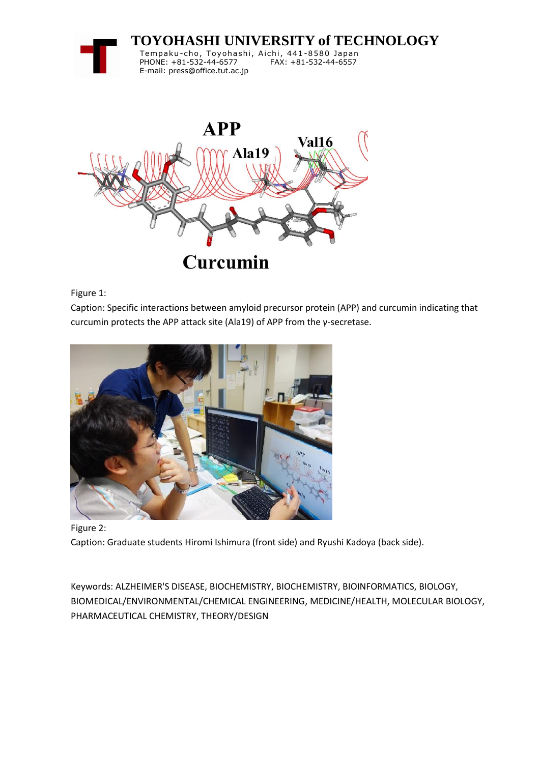Figure 1:

Caption: Specific interactions between amyloid precursor protein (APP) and curcumin indicating that curcumin protects the APP attack site (Ala19) of APP from the γ-secretase.

Figure 2:

Caption: Graduate students Hiromi Ishimura (front side) and Ryushi Kadoya (back side).

Keywords: ALZHEIMER'S DISEASE, BIOCHEMISTRY, BIOCHEMISTRY, BIOINFORMATICS, BIOLOGY, BIOMEDICAL/ENVIRONMENTAL/CHEMICAL ENGINEERING, MEDICINE/HEALTH, MOLECULAR BIOLOGY, PHARMACEUTICAL CHEMISTRY, THEORY/DESIGN